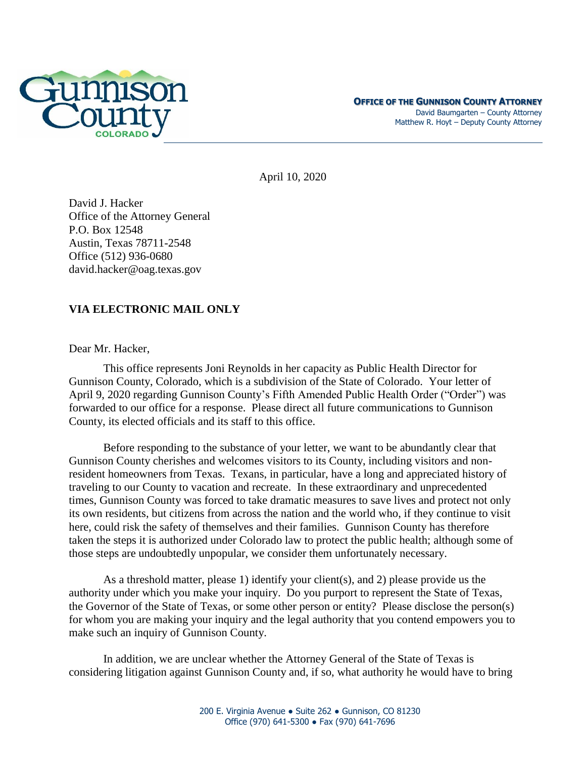**OFFICE OF THE GUNNISON COUNTY ATTORNEY**
David Baumgarten – County Attorney
Matthew R. Hoyt – Deputy County Attorney

April 10, 2020

David J. Hacker
Office of the Attorney General
P.O. Box 12548
Austin, Texas 78711-2548
Office (512) 936-0680
david.hacker@oag.texas.gov

**VIA ELECTRONIC MAIL ONLY**

Dear Mr. Hacker,

This office represents Joni Reynolds in her capacity as Public Health Director for Gunnison County, Colorado, which is a subdivision of the State of Colorado. Your letter of April 9, 2020 regarding Gunnison County's Fifth Amended Public Health Order ("Order") was forwarded to our office for a response. Please direct all future communications to Gunnison County, its elected officials and its staff to this office.

Before responding to the substance of your letter, we want to be abundantly clear that Gunnison County cherishes and welcomes visitors to its County, including visitors and non-resident homeowners from Texas. Texans, in particular, have a long and appreciated history of traveling to our County to vacation and recreate. In these extraordinary and unprecedented times, Gunnison County was forced to take dramatic measures to save lives and protect not only its own residents, but citizens from across the nation and the world who, if they continue to visit here, could risk the safety of themselves and their families. Gunnison County has therefore taken the steps it is authorized under Colorado law to protect the public health; although some of those steps are undoubtedly unpopular, we consider them unfortunately necessary.

As a threshold matter, please 1) identify your client(s), and 2) please provide us the authority under which you make your inquiry. Do you purport to represent the State of Texas, the Governor of the State of Texas, or some other person or entity? Please disclose the person(s) for whom you are making your inquiry and the legal authority that you contend empowers you to make such an inquiry of Gunnison County.

In addition, we are unclear whether the Attorney General of the State of Texas is considering litigation against Gunnison County and, if so, what authority he would have to bring

200 E. Virginia Avenue ● Suite 262 ● Gunnison, CO 81230
Office (970) 641-5300 ● Fax (970) 641-7696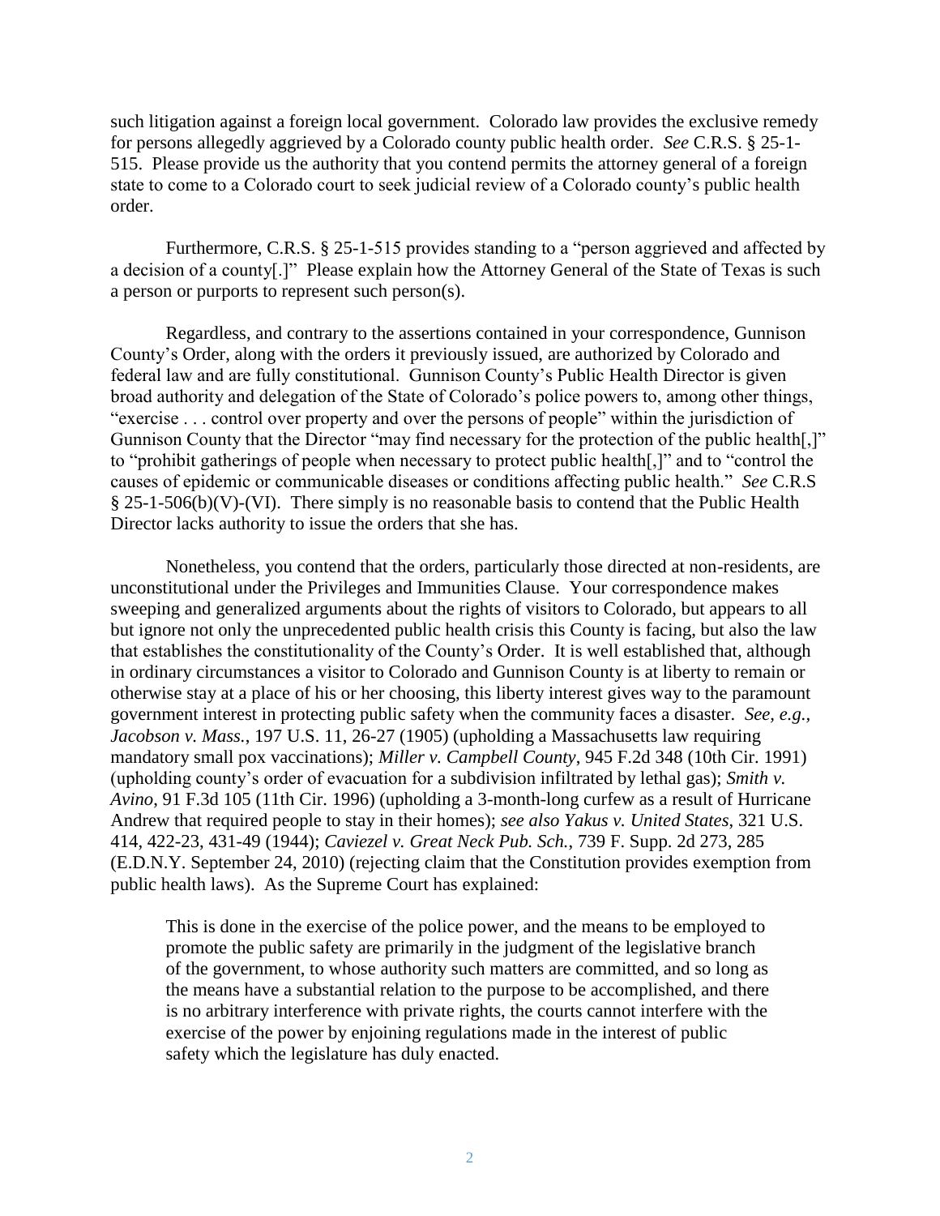such litigation against a foreign local government. Colorado law provides the exclusive remedy for persons allegedly aggrieved by a Colorado county public health order. *See* C.R.S. § 25-1-515. Please provide us the authority that you contend permits the attorney general of a foreign state to come to a Colorado court to seek judicial review of a Colorado county's public health order.

Furthermore, C.R.S. § 25-1-515 provides standing to a "person aggrieved and affected by a decision of a county[.]" Please explain how the Attorney General of the State of Texas is such a person or purports to represent such person(s).

Regardless, and contrary to the assertions contained in your correspondence, Gunnison County's Order, along with the orders it previously issued, are authorized by Colorado and federal law and are fully constitutional. Gunnison County's Public Health Director is given broad authority and delegation of the State of Colorado's police powers to, among other things, "exercise . . . control over property and over the persons of people" within the jurisdiction of Gunnison County that the Director "may find necessary for the protection of the public health[,]" to "prohibit gatherings of people when necessary to protect public health[,]" and to "control the causes of epidemic or communicable diseases or conditions affecting public health." *See* C.R.S § 25-1-506(b)(V)-(VI). There simply is no reasonable basis to contend that the Public Health Director lacks authority to issue the orders that she has.

Nonetheless, you contend that the orders, particularly those directed at non-residents, are unconstitutional under the Privileges and Immunities Clause. Your correspondence makes sweeping and generalized arguments about the rights of visitors to Colorado, but appears to all but ignore not only the unprecedented public health crisis this County is facing, but also the law that establishes the constitutionality of the County's Order. It is well established that, although in ordinary circumstances a visitor to Colorado and Gunnison County is at liberty to remain or otherwise stay at a place of his or her choosing, this liberty interest gives way to the paramount government interest in protecting public safety when the community faces a disaster. *See, e.g., Jacobson v. Mass.*, 197 U.S. 11, 26-27 (1905) (upholding a Massachusetts law requiring mandatory small pox vaccinations); *Miller v. Campbell County*, 945 F.2d 348 (10th Cir. 1991) (upholding county's order of evacuation for a subdivision infiltrated by lethal gas); *Smith v. Avino*, 91 F.3d 105 (11th Cir. 1996) (upholding a 3-month-long curfew as a result of Hurricane Andrew that required people to stay in their homes); *see also Yakus v. United States*, 321 U.S. 414, 422-23, 431-49 (1944); *Caviezel v. Great Neck Pub. Sch.*, 739 F. Supp. 2d 273, 285 (E.D.N.Y. September 24, 2010) (rejecting claim that the Constitution provides exemption from public health laws). As the Supreme Court has explained:

> This is done in the exercise of the police power, and the means to be employed to promote the public safety are primarily in the judgment of the legislative branch of the government, to whose authority such matters are committed, and so long as the means have a substantial relation to the purpose to be accomplished, and there is no arbitrary interference with private rights, the courts cannot interfere with the exercise of the power by enjoining regulations made in the interest of public safety which the legislature has duly enacted.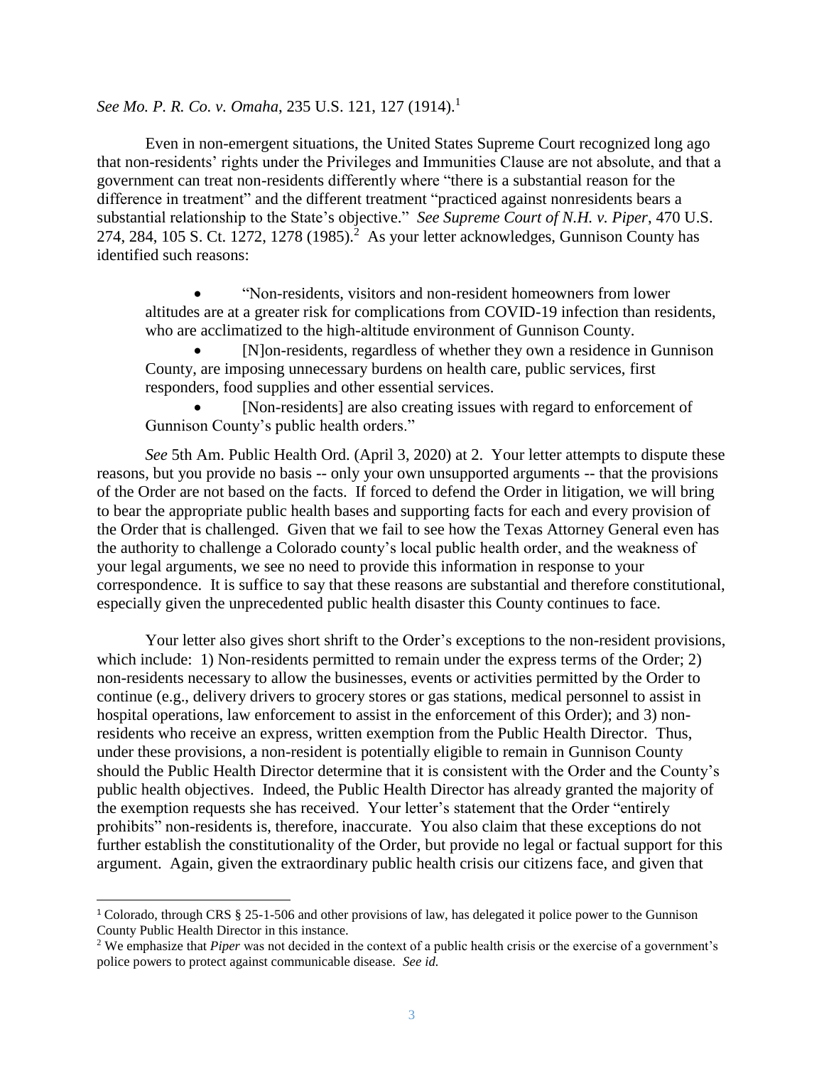*See Mo. P. R. Co. v. Omaha*, 235 U.S. 121, 127 (1914).[1]

Even in non-emergent situations, the United States Supreme Court recognized long ago that non-residents' rights under the Privileges and Immunities Clause are not absolute, and that a government can treat non-residents differently where "there is a substantial reason for the difference in treatment" and the different treatment "practiced against nonresidents bears a substantial relationship to the State's objective." *See Supreme Court of N.H. v. Piper*, 470 U.S. 274, 284, 105 S. Ct. 1272, 1278 (1985).[2] As your letter acknowledges, Gunnison County has identified such reasons:

> - "Non-residents, visitors and non-resident homeowners from lower altitudes are at a greater risk for complications from COVID-19 infection than residents, who are acclimatized to the high-altitude environment of Gunnison County.
> - [N]on-residents, regardless of whether they own a residence in Gunnison County, are imposing unnecessary burdens on health care, public services, first responders, food supplies and other essential services.
> - [Non-residents] are also creating issues with regard to enforcement of Gunnison County's public health orders."

*See* 5th Am. Public Health Ord. (April 3, 2020) at 2. Your letter attempts to dispute these reasons, but you provide no basis -- only your own unsupported arguments -- that the provisions of the Order are not based on the facts. If forced to defend the Order in litigation, we will bring to bear the appropriate public health bases and supporting facts for each and every provision of the Order that is challenged. Given that we fail to see how the Texas Attorney General even has the authority to challenge a Colorado county's local public health order, and the weakness of your legal arguments, we see no need to provide this information in response to your correspondence. It is suffice to say that these reasons are substantial and therefore constitutional, especially given the unprecedented public health disaster this County continues to face.

Your letter also gives short shrift to the Order's exceptions to the non-resident provisions, which include: 1) Non-residents permitted to remain under the express terms of the Order; 2) non-residents necessary to allow the businesses, events or activities permitted by the Order to continue (e.g., delivery drivers to grocery stores or gas stations, medical personnel to assist in hospital operations, law enforcement to assist in the enforcement of this Order); and 3) non-residents who receive an express, written exemption from the Public Health Director. Thus, under these provisions, a non-resident is potentially eligible to remain in Gunnison County should the Public Health Director determine that it is consistent with the Order and the County's public health objectives. Indeed, the Public Health Director has already granted the majority of the exemption requests she has received. Your letter's statement that the Order "entirely prohibits" non-residents is, therefore, inaccurate. You also claim that these exceptions do not further establish the constitutionality of the Order, but provide no legal or factual support for this argument. Again, given the extraordinary public health crisis our citizens face, and given that

---

[1] Colorado, through CRS § 25-1-506 and other provisions of law, has delegated it police power to the Gunnison County Public Health Director in this instance.

[2] We emphasize that *Piper* was not decided in the context of a public health crisis or the exercise of a government's police powers to protect against communicable disease. *See id.*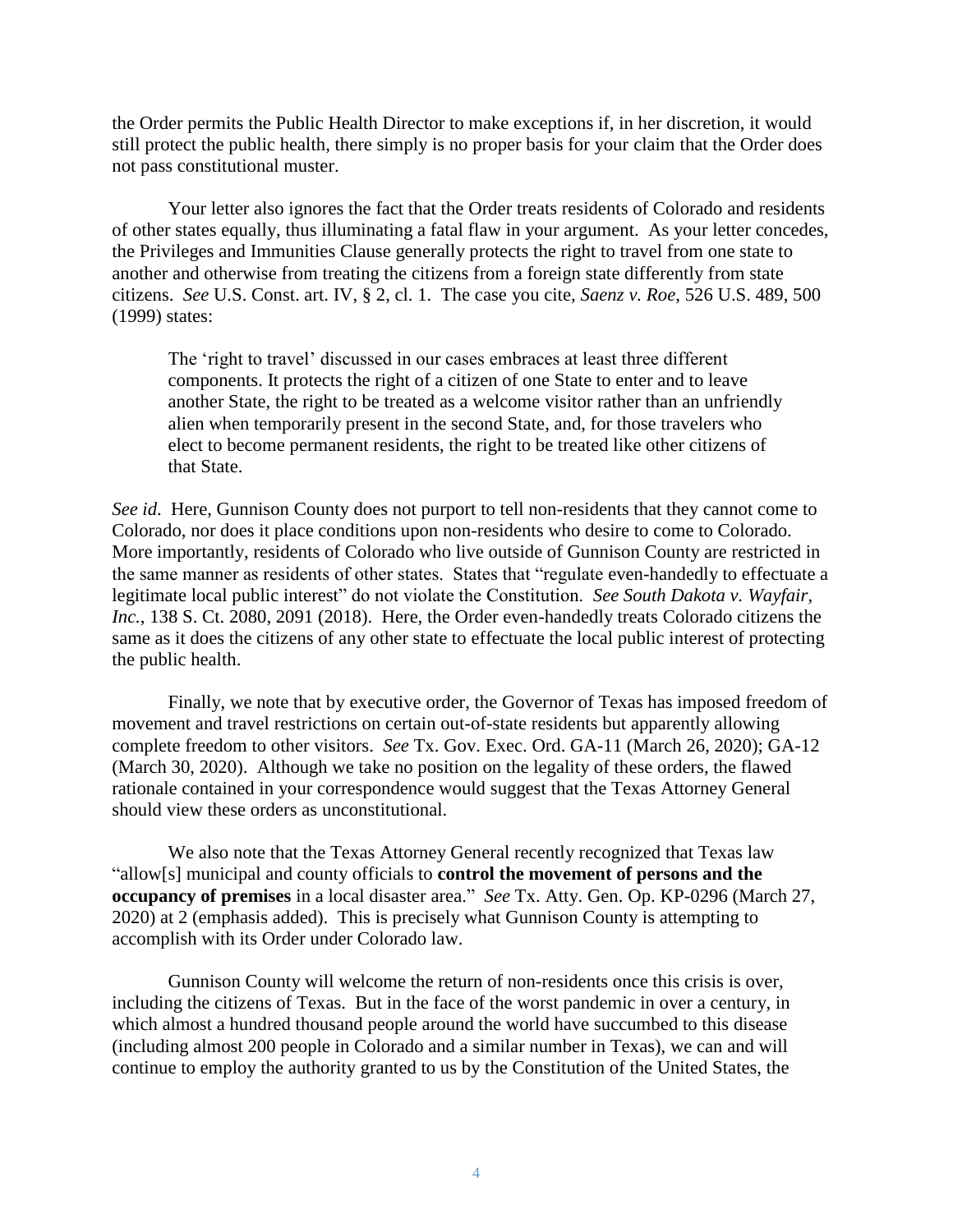the Order permits the Public Health Director to make exceptions if, in her discretion, it would still protect the public health, there simply is no proper basis for your claim that the Order does not pass constitutional muster.

Your letter also ignores the fact that the Order treats residents of Colorado and residents of other states equally, thus illuminating a fatal flaw in your argument. As your letter concedes, the Privileges and Immunities Clause generally protects the right to travel from one state to another and otherwise from treating the citizens from a foreign state differently from state citizens. *See* U.S. Const. art. IV, § 2, cl. 1. The case you cite, *Saenz v. Roe*, 526 U.S. 489, 500 (1999) states:

> The 'right to travel' discussed in our cases embraces at least three different components. It protects the right of a citizen of one State to enter and to leave another State, the right to be treated as a welcome visitor rather than an unfriendly alien when temporarily present in the second State, and, for those travelers who elect to become permanent residents, the right to be treated like other citizens of that State.

*See id*. Here, Gunnison County does not purport to tell non-residents that they cannot come to Colorado, nor does it place conditions upon non-residents who desire to come to Colorado. More importantly, residents of Colorado who live outside of Gunnison County are restricted in the same manner as residents of other states. States that "regulate even-handedly to effectuate a legitimate local public interest" do not violate the Constitution. *See South Dakota v. Wayfair, Inc.*, 138 S. Ct. 2080, 2091 (2018). Here, the Order even-handedly treats Colorado citizens the same as it does the citizens of any other state to effectuate the local public interest of protecting the public health.

Finally, we note that by executive order, the Governor of Texas has imposed freedom of movement and travel restrictions on certain out-of-state residents but apparently allowing complete freedom to other visitors. *See* Tx. Gov. Exec. Ord. GA-11 (March 26, 2020); GA-12 (March 30, 2020). Although we take no position on the legality of these orders, the flawed rationale contained in your correspondence would suggest that the Texas Attorney General should view these orders as unconstitutional.

We also note that the Texas Attorney General recently recognized that Texas law "allow[s] municipal and county officials to **control the movement of persons and the occupancy of premises** in a local disaster area." *See* Tx. Atty. Gen. Op. KP-0296 (March 27, 2020) at 2 (emphasis added). This is precisely what Gunnison County is attempting to accomplish with its Order under Colorado law.

Gunnison County will welcome the return of non-residents once this crisis is over, including the citizens of Texas. But in the face of the worst pandemic in over a century, in which almost a hundred thousand people around the world have succumbed to this disease (including almost 200 people in Colorado and a similar number in Texas), we can and will continue to employ the authority granted to us by the Constitution of the United States, the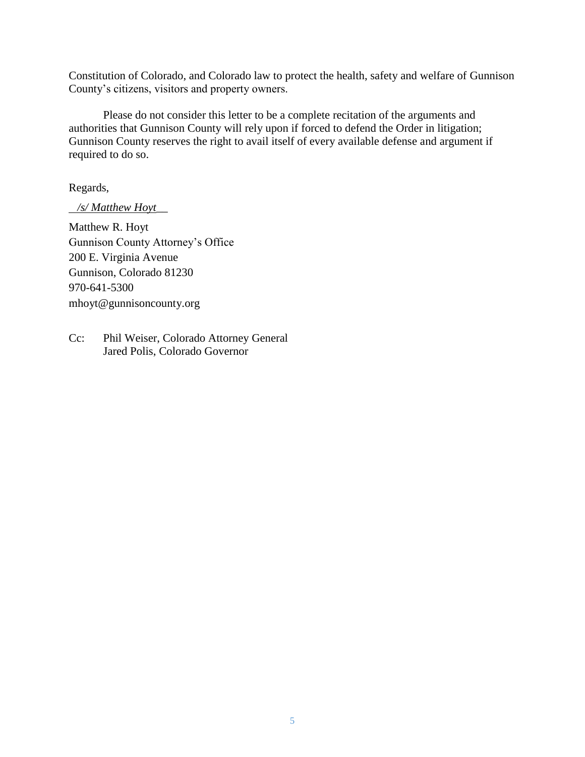Constitution of Colorado, and Colorado law to protect the health, safety and welfare of Gunnison County's citizens, visitors and property owners.

Please do not consider this letter to be a complete recitation of the arguments and authorities that Gunnison County will rely upon if forced to defend the Order in litigation; Gunnison County reserves the right to avail itself of every available defense and argument if required to do so.

Regards,

*/s/ Matthew Hoyt*

Matthew R. Hoyt  
Gunnison County Attorney's Office  
200 E. Virginia Avenue  
Gunnison, Colorado 81230  
970-641-5300  
mhoyt@gunnisoncounty.org

Cc: Phil Weiser, Colorado Attorney General  
Jared Polis, Colorado Governor